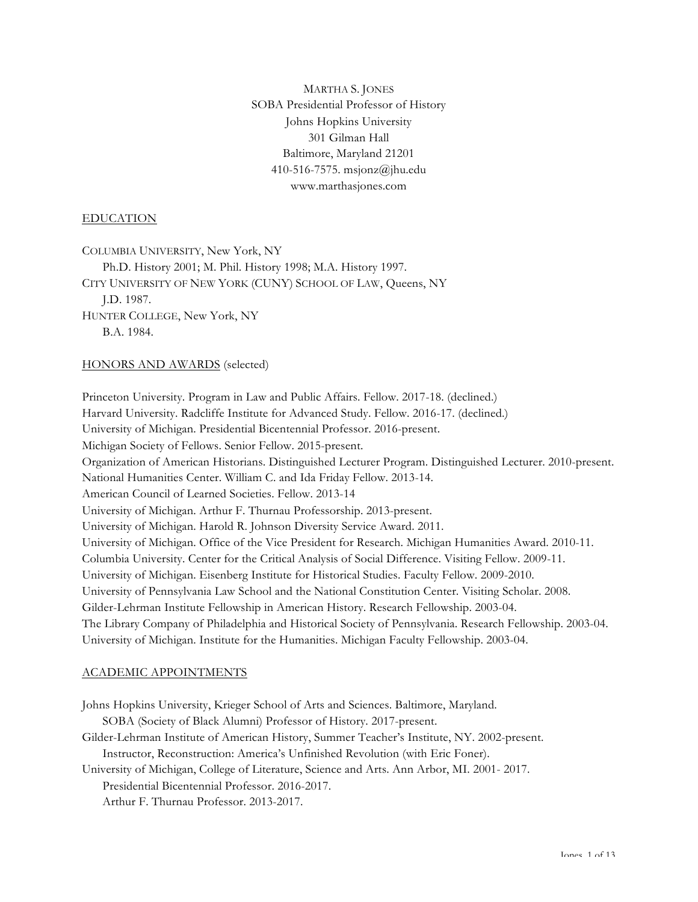MARTHA S. JONES
SOBA Presidential Professor of History
Johns Hopkins University
301 Gilman Hall
Baltimore, Maryland 21201
410-516-7575. msjonz@jhu.edu
www.marthasjones.com

## EDUCATION

COLUMBIA UNIVERSITY, New York, NY
Ph.D. History 2001; M. Phil. History 1998; M.A. History 1997.
CITY UNIVERSITY OF NEW YORK (CUNY) SCHOOL OF LAW, Queens, NY
J.D. 1987.
HUNTER COLLEGE, New York, NY
B.A. 1984.

## HONORS AND AWARDS (selected)

Princeton University. Program in Law and Public Affairs. Fellow. 2017-18. (declined.)
Harvard University. Radcliffe Institute for Advanced Study. Fellow. 2016-17. (declined.)
University of Michigan. Presidential Bicentennial Professor. 2016-present.
Michigan Society of Fellows. Senior Fellow. 2015-present.
Organization of American Historians. Distinguished Lecturer Program. Distinguished Lecturer. 2010-present.
National Humanities Center. William C. and Ida Friday Fellow. 2013-14.
American Council of Learned Societies. Fellow. 2013-14
University of Michigan. Arthur F. Thurnau Professorship. 2013-present.
University of Michigan. Harold R. Johnson Diversity Service Award. 2011.
University of Michigan. Office of the Vice President for Research. Michigan Humanities Award. 2010-11.
Columbia University. Center for the Critical Analysis of Social Difference. Visiting Fellow. 2009-11.
University of Michigan. Eisenberg Institute for Historical Studies. Faculty Fellow. 2009-2010.
University of Pennsylvania Law School and the National Constitution Center. Visiting Scholar. 2008.
Gilder-Lehrman Institute Fellowship in American History. Research Fellowship. 2003-04.
The Library Company of Philadelphia and Historical Society of Pennsylvania. Research Fellowship. 2003-04.
University of Michigan. Institute for the Humanities. Michigan Faculty Fellowship. 2003-04.

## ACADEMIC APPOINTMENTS

Johns Hopkins University, Krieger School of Arts and Sciences. Baltimore, Maryland.
SOBA (Society of Black Alumni) Professor of History. 2017-present.
Gilder-Lehrman Institute of American History, Summer Teacher's Institute, NY. 2002-present.
Instructor, Reconstruction: America's Unfinished Revolution (with Eric Foner).
University of Michigan, College of Literature, Science and Arts. Ann Arbor, MI. 2001- 2017.
Presidential Bicentennial Professor. 2016-2017.
Arthur F. Thurnau Professor. 2013-2017.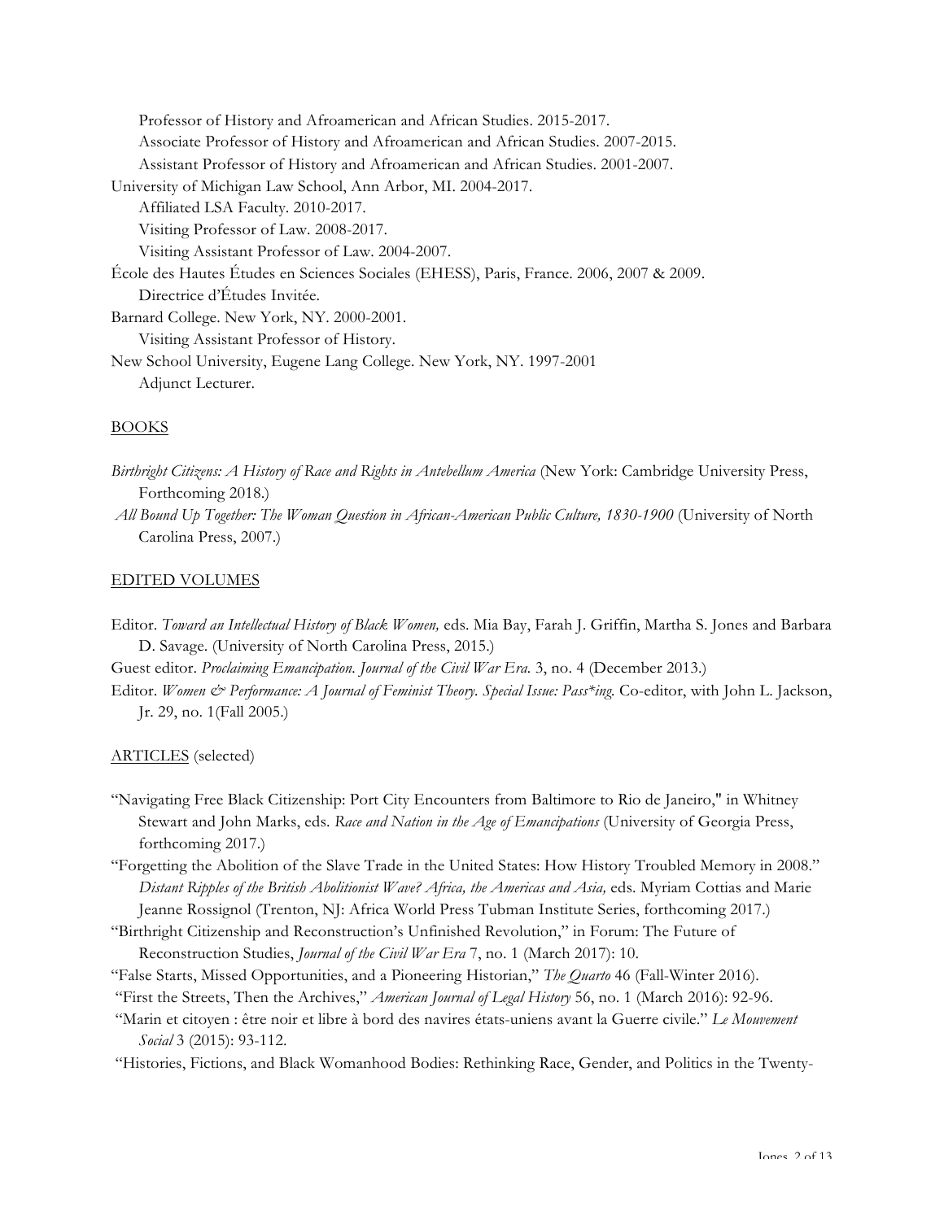Professor of History and Afroamerican and African Studies. 2015-2017.
Associate Professor of History and Afroamerican and African Studies. 2007-2015.
Assistant Professor of History and Afroamerican and African Studies. 2001-2007.

University of Michigan Law School, Ann Arbor, MI. 2004-2017.
Affiliated LSA Faculty. 2010-2017.
Visiting Professor of Law. 2008-2017.
Visiting Assistant Professor of Law. 2004-2007.

École des Hautes Études en Sciences Sociales (EHESS), Paris, France. 2006, 2007 & 2009.
Directrice d'Études Invitée.

Barnard College. New York, NY. 2000-2001.
Visiting Assistant Professor of History.

New School University, Eugene Lang College. New York, NY. 1997-2001
Adjunct Lecturer.

## BOOKS

*Birthright Citizens: A History of Race and Rights in Antebellum America* (New York: Cambridge University Press, Forthcoming 2018.)

*All Bound Up Together: The Woman Question in African-American Public Culture, 1830-1900* (University of North Carolina Press, 2007.)

## EDITED VOLUMES

Editor. *Toward an Intellectual History of Black Women,* eds. Mia Bay, Farah J. Griffin, Martha S. Jones and Barbara D. Savage. (University of North Carolina Press, 2015.)

Guest editor. *Proclaiming Emancipation. Journal of the Civil War Era.* 3, no. 4 (December 2013.)

Editor. *Women & Performance: A Journal of Feminist Theory. Special Issue: Pass*ing.* Co-editor, with John L. Jackson, Jr. 29, no. 1(Fall 2005.)

## ARTICLES (selected)

"Navigating Free Black Citizenship: Port City Encounters from Baltimore to Rio de Janeiro," in Whitney Stewart and John Marks, eds. *Race and Nation in the Age of Emancipations* (University of Georgia Press, forthcoming 2017.)

"Forgetting the Abolition of the Slave Trade in the United States: How History Troubled Memory in 2008." *Distant Ripples of the British Abolitionist Wave? Africa, the Americas and Asia,* eds. Myriam Cottias and Marie Jeanne Rossignol (Trenton, NJ: Africa World Press Tubman Institute Series, forthcoming 2017.)

"Birthright Citizenship and Reconstruction's Unfinished Revolution," in Forum: The Future of Reconstruction Studies, *Journal of the Civil War Era* 7, no. 1 (March 2017): 10.

"False Starts, Missed Opportunities, and a Pioneering Historian," *The Quarto* 46 (Fall-Winter 2016).

"First the Streets, Then the Archives," *American Journal of Legal History* 56, no. 1 (March 2016): 92-96.

"Marin et citoyen : être noir et libre à bord des navires états-uniens avant la Guerre civile." *Le Mouvement Social* 3 (2015): 93-112.

"Histories, Fictions, and Black Womanhood Bodies: Rethinking Race, Gender, and Politics in the Twenty-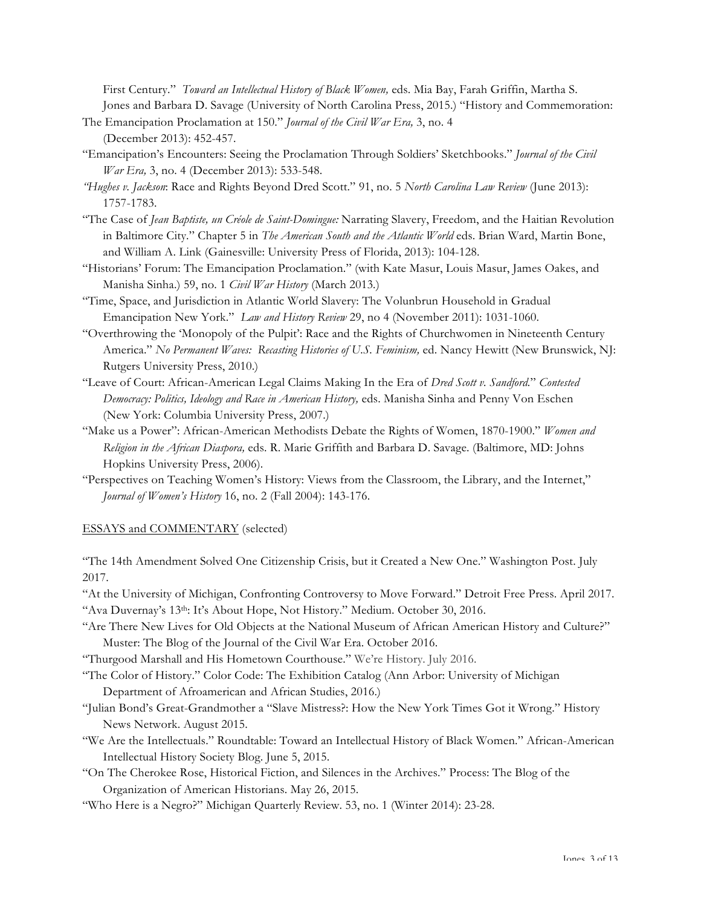First Century." *Toward an Intellectual History of Black Women,* eds. Mia Bay, Farah Griffin, Martha S. Jones and Barbara D. Savage (University of North Carolina Press, 2015.) "History and Commemoration: The Emancipation Proclamation at 150." *Journal of the Civil War Era,* 3, no. 4 (December 2013): 452-457.

"Emancipation's Encounters: Seeing the Proclamation Through Soldiers' Sketchbooks." *Journal of the Civil War Era,* 3, no. 4 (December 2013): 533-548.

*"Hughes v. Jackson*: Race and Rights Beyond Dred Scott." 91, no. 5 *North Carolina Law Review* (June 2013): 1757-1783.

"The Case of *Jean Baptiste, un Créole de Saint-Domingue:* Narrating Slavery, Freedom, and the Haitian Revolution in Baltimore City." Chapter 5 in *The American South and the Atlantic World* eds. Brian Ward, Martin Bone, and William A. Link (Gainesville: University Press of Florida, 2013): 104-128.

"Historians' Forum: The Emancipation Proclamation." (with Kate Masur, Louis Masur, James Oakes, and Manisha Sinha.) 59, no. 1 *Civil War History* (March 2013.)

"Time, Space, and Jurisdiction in Atlantic World Slavery: The Volunbrun Household in Gradual Emancipation New York." *Law and History Review* 29, no 4 (November 2011): 1031-1060.

"Overthrowing the 'Monopoly of the Pulpit': Race and the Rights of Churchwomen in Nineteenth Century America." *No Permanent Waves: Recasting Histories of U.S. Feminism,* ed. Nancy Hewitt (New Brunswick, NJ: Rutgers University Press, 2010.)

"Leave of Court: African-American Legal Claims Making In the Era of *Dred Scott v. Sandford*." *Contested Democracy: Politics, Ideology and Race in American History,* eds. Manisha Sinha and Penny Von Eschen (New York: Columbia University Press, 2007.)

"Make us a Power": African-American Methodists Debate the Rights of Women, 1870-1900." *Women and Religion in the African Diaspora,* eds. R. Marie Griffith and Barbara D. Savage. (Baltimore, MD: Johns Hopkins University Press, 2006).

"Perspectives on Teaching Women's History: Views from the Classroom, the Library, and the Internet," *Journal of Women's History* 16, no. 2 (Fall 2004): 143-176.

## ESSAYS and COMMENTARY (selected)

"The 14th Amendment Solved One Citizenship Crisis, but it Created a New One." Washington Post. July 2017.

"At the University of Michigan, Confronting Controversy to Move Forward." Detroit Free Press. April 2017.

"Ava Duvernay's 13th: It's About Hope, Not History." Medium. October 30, 2016.

"Are There New Lives for Old Objects at the National Museum of African American History and Culture?" Muster: The Blog of the Journal of the Civil War Era. October 2016.

"Thurgood Marshall and His Hometown Courthouse." We're History. July 2016.

"The Color of History." Color Code: The Exhibition Catalog (Ann Arbor: University of Michigan Department of Afroamerican and African Studies, 2016.)

"Julian Bond's Great-Grandmother a "Slave Mistress?: How the New York Times Got it Wrong." History News Network. August 2015.

"We Are the Intellectuals." Roundtable: Toward an Intellectual History of Black Women." African-American Intellectual History Society Blog. June 5, 2015.

"On The Cherokee Rose, Historical Fiction, and Silences in the Archives." Process: The Blog of the Organization of American Historians. May 26, 2015.

"Who Here is a Negro?" Michigan Quarterly Review. 53, no. 1 (Winter 2014): 23-28.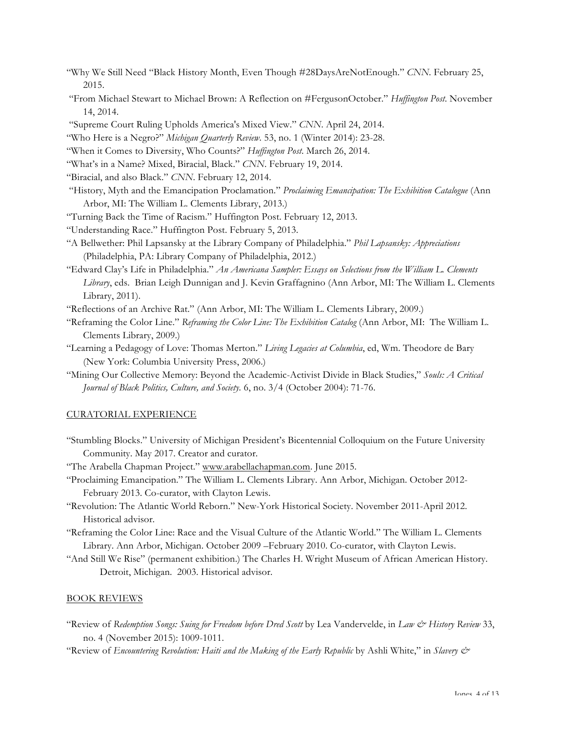"Why We Still Need "Black History Month, Even Though #28DaysAreNotEnough." *CNN*. February 25, 2015.

"From Michael Stewart to Michael Brown: A Reflection on #FergusonOctober." *Huffington Post*. November 14, 2014.

"Supreme Court Ruling Upholds America's Mixed View." *CNN*. April 24, 2014.

"Who Here is a Negro?" *Michigan Quarterly Review*. 53, no. 1 (Winter 2014): 23-28.

"When it Comes to Diversity, Who Counts?" *Huffington Post*. March 26, 2014.

"What's in a Name? Mixed, Biracial, Black." *CNN*. February 19, 2014.

"Biracial, and also Black." *CNN*. February 12, 2014.

"History, Myth and the Emancipation Proclamation." *Proclaiming Emancipation: The Exhibition Catalogue* (Ann Arbor, MI: The William L. Clements Library, 2013.)

"Turning Back the Time of Racism." Huffington Post. February 12, 2013.

"Understanding Race." Huffington Post. February 5, 2013.

"A Bellwether: Phil Lapsansky at the Library Company of Philadelphia." *Phil Lapsansky: Appreciations* (Philadelphia, PA: Library Company of Philadelphia, 2012.)

"Edward Clay's Life in Philadelphia." *An Americana Sampler: Essays on Selections from the William L. Clements Library*, eds. Brian Leigh Dunnigan and J. Kevin Graffagnino (Ann Arbor, MI: The William L. Clements Library, 2011).

"Reflections of an Archive Rat." (Ann Arbor, MI: The William L. Clements Library, 2009.)

"Reframing the Color Line." *Reframing the Color Line: The Exhibition Catalog* (Ann Arbor, MI: The William L. Clements Library, 2009.)

"Learning a Pedagogy of Love: Thomas Merton." *Living Legacies at Columbia*, ed, Wm. Theodore de Bary (New York: Columbia University Press, 2006.)

"Mining Our Collective Memory: Beyond the Academic-Activist Divide in Black Studies," *Souls: A Critical Journal of Black Politics, Culture, and Society*. 6, no. 3/4 (October 2004): 71-76.

## CURATORIAL EXPERIENCE

"Stumbling Blocks." University of Michigan President's Bicentennial Colloquium on the Future University Community. May 2017. Creator and curator.

"The Arabella Chapman Project." www.arabellachapman.com. June 2015.

"Proclaiming Emancipation." The William L. Clements Library. Ann Arbor, Michigan. October 2012-February 2013. Co-curator, with Clayton Lewis.

"Revolution: The Atlantic World Reborn." New-York Historical Society. November 2011-April 2012. Historical advisor.

"Reframing the Color Line: Race and the Visual Culture of the Atlantic World." The William L. Clements Library. Ann Arbor, Michigan. October 2009 –February 2010. Co-curator, with Clayton Lewis.

"And Still We Rise" (permanent exhibition.) The Charles H. Wright Museum of African American History. Detroit, Michigan. 2003. Historical advisor.

## BOOK REVIEWS

"Review of *Redemption Songs: Suing for Freedom before Dred Scott* by Lea Vandervelde, in *Law & History Review* 33, no. 4 (November 2015): 1009-1011.

"Review of *Encountering Revolution: Haiti and the Making of the Early Republic* by Ashli White," in *Slavery &*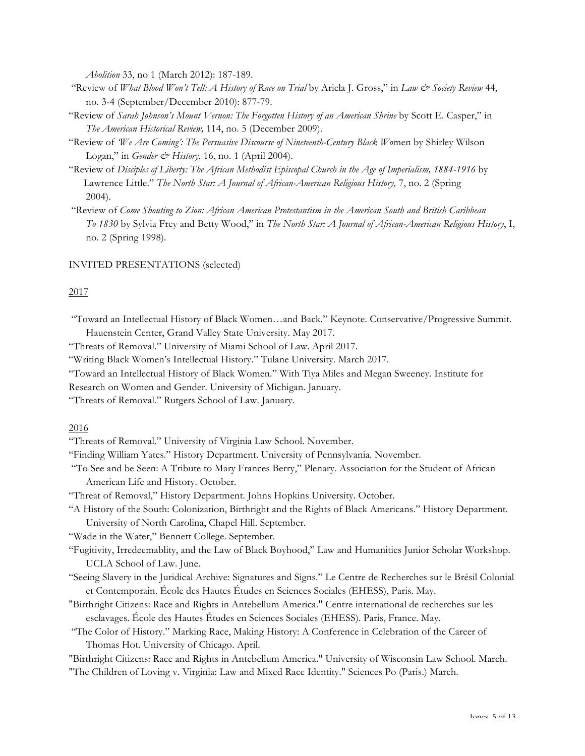*Abolition* 33, no 1 (March 2012): 187-189.

"Review of *What Blood Won't Tell: A History of Race on Trial* by Ariela J. Gross," in *Law & Society Review* 44, no. 3-4 (September/December 2010): 877-79.

"Review of *Sarah Johnson's Mount Vernon: The Forgotten History of an American Shrine* by Scott E. Casper," in *The American Historical Review,* 114, no. 5 (December 2009).

"Review of *'We Are Coming': The Persuasive Discourse of Nineteenth-Century Black Wo*men by Shirley Wilson Logan," in *Gender & History.* 16, no. 1 (April 2004).

"Review of *Disciples of Liberty: The African Methodist Episcopal Church in the Age of Imperialism, 1884-1916* by Lawrence Little." *The North Star: A Journal of African-American Religious History,* 7, no. 2 (Spring 2004).

"Review of *Come Shouting to Zion: African American Protestantism in the American South and British Caribbean To 1830* by Sylvia Frey and Betty Wood," in *The North Star: A Journal of African-American Religious History*, I, no. 2 (Spring 1998).

INVITED PRESENTATIONS (selected)

2017

"Toward an Intellectual History of Black Women…and Back." Keynote. Conservative/Progressive Summit. Hauenstein Center, Grand Valley State University. May 2017.

"Threats of Removal." University of Miami School of Law. April 2017.

"Writing Black Women's Intellectual History." Tulane University. March 2017.

"Toward an Intellectual History of Black Women." With Tiya Miles and Megan Sweeney. Institute for Research on Women and Gender. University of Michigan. January.

"Threats of Removal." Rutgers School of Law. January.

2016

"Threats of Removal." University of Virginia Law School. November.

"Finding William Yates." History Department. University of Pennsylvania. November.

"To See and be Seen: A Tribute to Mary Frances Berry," Plenary. Association for the Student of African American Life and History. October.

"Threat of Removal," History Department. Johns Hopkins University. October.

"A History of the South: Colonization, Birthright and the Rights of Black Americans." History Department. University of North Carolina, Chapel Hill. September.

"Wade in the Water," Bennett College. September.

"Fugitivity, Irredeemablity, and the Law of Black Boyhood," Law and Humanities Junior Scholar Workshop. UCLA School of Law. June.

"Seeing Slavery in the Juridical Archive: Signatures and Signs." Le Centre de Recherches sur le Brésil Colonial et Contemporain. École des Hautes Études en Sciences Sociales (EHESS), Paris. May.

"Birthright Citizens: Race and Rights in Antebellum America." Centre international de recherches sur les esclavages. École des Hautes Études en Sciences Sociales (EHESS). Paris, France. May.

"The Color of History." Marking Race, Making History: A Conference in Celebration of the Career of Thomas Hot. University of Chicago. April.

"Birthright Citizens: Race and Rights in Antebellum America." University of Wisconsin Law School. March.

"The Children of Loving v. Virginia: Law and Mixed Race Identity." Sciences Po (Paris.) March.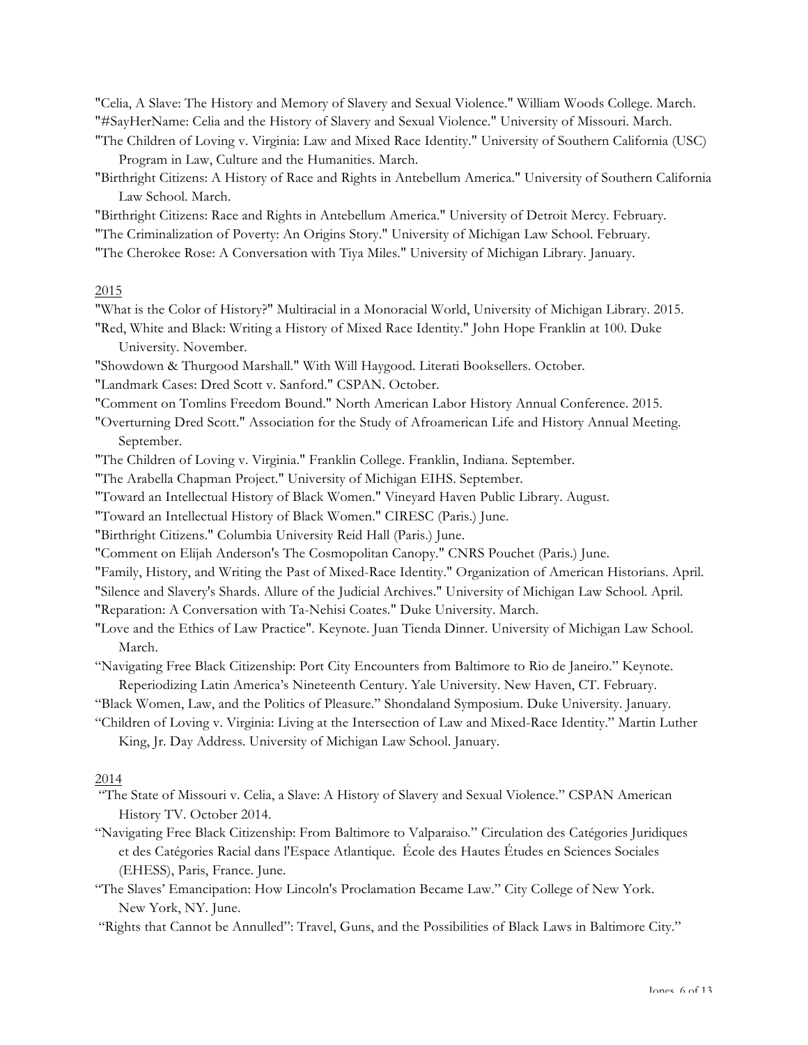"Celia, A Slave: The History and Memory of Slavery and Sexual Violence." William Woods College. March.

"#SayHerName: Celia and the History of Slavery and Sexual Violence." University of Missouri. March.

"The Children of Loving v. Virginia: Law and Mixed Race Identity." University of Southern California (USC) Program in Law, Culture and the Humanities. March.

"Birthright Citizens: A History of Race and Rights in Antebellum America." University of Southern California Law School. March.

"Birthright Citizens: Race and Rights in Antebellum America." University of Detroit Mercy. February.

"The Criminalization of Poverty: An Origins Story." University of Michigan Law School. February.

"The Cherokee Rose: A Conversation with Tiya Miles." University of Michigan Library. January.

<u>2015</u>

"What is the Color of History?" Multiracial in a Monoracial World, University of Michigan Library. 2015.

"Red, White and Black: Writing a History of Mixed Race Identity." John Hope Franklin at 100. Duke University. November.

"Showdown & Thurgood Marshall." With Will Haygood. Literati Booksellers. October.

"Landmark Cases: Dred Scott v. Sanford." CSPAN. October.

"Comment on Tomlins Freedom Bound." North American Labor History Annual Conference. 2015.

"Overturning Dred Scott." Association for the Study of Afroamerican Life and History Annual Meeting. September.

"The Children of Loving v. Virginia." Franklin College. Franklin, Indiana. September.

"The Arabella Chapman Project." University of Michigan EIHS. September.

"Toward an Intellectual History of Black Women." Vineyard Haven Public Library. August.

"Toward an Intellectual History of Black Women." CIRESC (Paris.) June.

"Birthright Citizens." Columbia University Reid Hall (Paris.) June.

"Comment on Elijah Anderson's The Cosmopolitan Canopy." CNRS Pouchet (Paris.) June.

"Family, History, and Writing the Past of Mixed-Race Identity." Organization of American Historians. April.

"Silence and Slavery's Shards. Allure of the Judicial Archives." University of Michigan Law School. April.

"Reparation: A Conversation with Ta-Nehisi Coates." Duke University. March.

"Love and the Ethics of Law Practice". Keynote. Juan Tienda Dinner. University of Michigan Law School. March.

"Navigating Free Black Citizenship: Port City Encounters from Baltimore to Rio de Janeiro." Keynote. Reperiodizing Latin America's Nineteenth Century. Yale University. New Haven, CT. February.

"Black Women, Law, and the Politics of Pleasure." Shondaland Symposium. Duke University. January.

"Children of Loving v. Virginia: Living at the Intersection of Law and Mixed-Race Identity." Martin Luther King, Jr. Day Address. University of Michigan Law School. January.

<u>2014</u>

"The State of Missouri v. Celia, a Slave: A History of Slavery and Sexual Violence." CSPAN American History TV. October 2014.

"Navigating Free Black Citizenship: From Baltimore to Valparaiso." Circulation des Catégories Juridiques et des Catégories Racial dans l'Espace Atlantique. École des Hautes Études en Sciences Sociales (EHESS), Paris, France. June.

"The Slaves' Emancipation: How Lincoln's Proclamation Became Law." City College of New York. New York, NY. June.

"Rights that Cannot be Annulled": Travel, Guns, and the Possibilities of Black Laws in Baltimore City."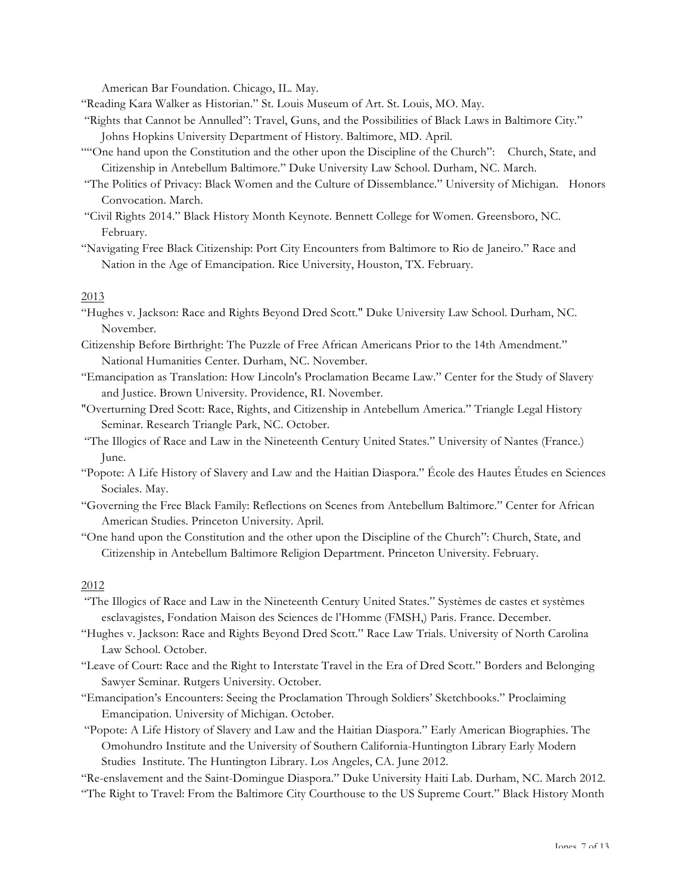American Bar Foundation. Chicago, IL. May.

"Reading Kara Walker as Historian." St. Louis Museum of Art. St. Louis, MO. May.

"Rights that Cannot be Annulled": Travel, Guns, and the Possibilities of Black Laws in Baltimore City." Johns Hopkins University Department of History. Baltimore, MD. April.

""One hand upon the Constitution and the other upon the Discipline of the Church": Church, State, and Citizenship in Antebellum Baltimore." Duke University Law School. Durham, NC. March.

"The Politics of Privacy: Black Women and the Culture of Dissemblance." University of Michigan. Honors Convocation. March.

"Civil Rights 2014." Black History Month Keynote. Bennett College for Women. Greensboro, NC. February.

"Navigating Free Black Citizenship: Port City Encounters from Baltimore to Rio de Janeiro." Race and Nation in the Age of Emancipation. Rice University, Houston, TX. February.

2013

"Hughes v. Jackson: Race and Rights Beyond Dred Scott." Duke University Law School. Durham, NC. November.

Citizenship Before Birthright: The Puzzle of Free African Americans Prior to the 14th Amendment." National Humanities Center. Durham, NC. November.

"Emancipation as Translation: How Lincoln's Proclamation Became Law." Center for the Study of Slavery and Justice. Brown University. Providence, RI. November.

"Overturning Dred Scott: Race, Rights, and Citizenship in Antebellum America." Triangle Legal History Seminar. Research Triangle Park, NC. October.

"The Illogics of Race and Law in the Nineteenth Century United States." University of Nantes (France.) June.

"Popote: A Life History of Slavery and Law and the Haitian Diaspora." École des Hautes Études en Sciences Sociales. May.

"Governing the Free Black Family: Reflections on Scenes from Antebellum Baltimore." Center for African American Studies. Princeton University. April.

"One hand upon the Constitution and the other upon the Discipline of the Church": Church, State, and Citizenship in Antebellum Baltimore Religion Department. Princeton University. February.

2012

"The Illogics of Race and Law in the Nineteenth Century United States." Systèmes de castes et systèmes esclavagistes, Fondation Maison des Sciences de l'Homme (FMSH,) Paris. France. December.

"Hughes v. Jackson: Race and Rights Beyond Dred Scott." Race Law Trials. University of North Carolina Law School. October.

"Leave of Court: Race and the Right to Interstate Travel in the Era of Dred Scott." Borders and Belonging Sawyer Seminar. Rutgers University. October.

"Emancipation's Encounters: Seeing the Proclamation Through Soldiers' Sketchbooks." Proclaiming Emancipation. University of Michigan. October.

"Popote: A Life History of Slavery and Law and the Haitian Diaspora." Early American Biographies. The Omohundro Institute and the University of Southern California-Huntington Library Early Modern Studies Institute. The Huntington Library. Los Angeles, CA. June 2012.

"Re-enslavement and the Saint-Domingue Diaspora." Duke University Haiti Lab. Durham, NC. March 2012.

"The Right to Travel: From the Baltimore City Courthouse to the US Supreme Court." Black History Month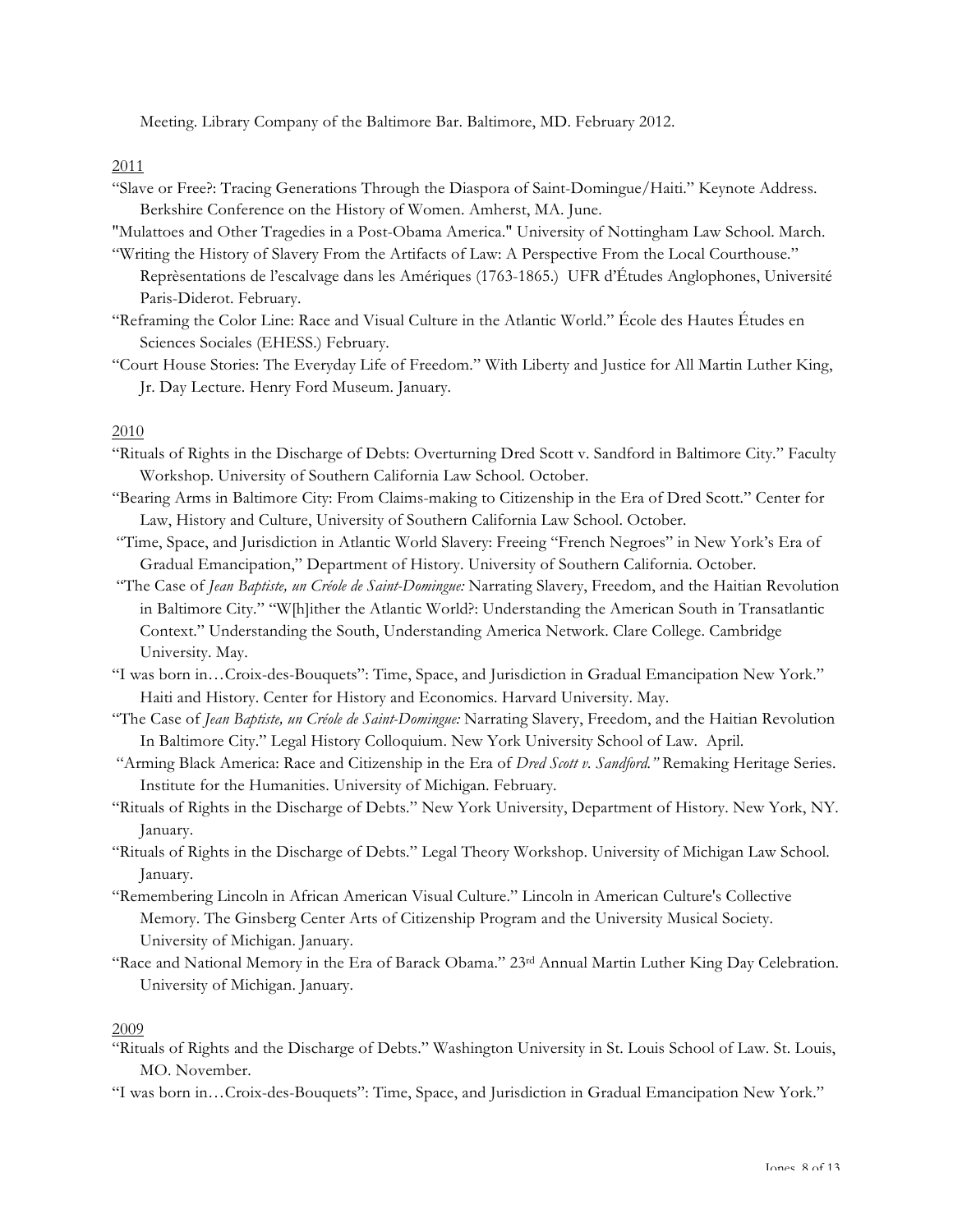Meeting. Library Company of the Baltimore Bar. Baltimore, MD. February 2012.

<u>2011</u>

"Slave or Free?: Tracing Generations Through the Diaspora of Saint-Domingue/Haiti." Keynote Address. Berkshire Conference on the History of Women. Amherst, MA. June.

"Mulattoes and Other Tragedies in a Post-Obama America." University of Nottingham Law School. March.

"Writing the History of Slavery From the Artifacts of Law: A Perspective From the Local Courthouse." Reprèsentations de l'escalvage dans les Amériques (1763-1865.) UFR d'Études Anglophones, Université Paris-Diderot. February.

"Reframing the Color Line: Race and Visual Culture in the Atlantic World." École des Hautes Études en Sciences Sociales (EHESS.) February.

"Court House Stories: The Everyday Life of Freedom." With Liberty and Justice for All Martin Luther King, Jr. Day Lecture. Henry Ford Museum. January.

<u>2010</u>

"Rituals of Rights in the Discharge of Debts: Overturning Dred Scott v. Sandford in Baltimore City." Faculty Workshop. University of Southern California Law School. October.

"Bearing Arms in Baltimore City: From Claims-making to Citizenship in the Era of Dred Scott." Center for Law, History and Culture, University of Southern California Law School. October.

"Time, Space, and Jurisdiction in Atlantic World Slavery: Freeing "French Negroes" in New York's Era of Gradual Emancipation," Department of History. University of Southern California. October.

"The Case of *Jean Baptiste, un Créole de Saint-Domingue:* Narrating Slavery, Freedom, and the Haitian Revolution in Baltimore City." "W[h]ither the Atlantic World?: Understanding the American South in Transatlantic Context." Understanding the South, Understanding America Network. Clare College. Cambridge University. May.

"I was born in…Croix-des-Bouquets": Time, Space, and Jurisdiction in Gradual Emancipation New York." Haiti and History. Center for History and Economics. Harvard University. May.

"The Case of *Jean Baptiste, un Créole de Saint-Domingue:* Narrating Slavery, Freedom, and the Haitian Revolution In Baltimore City." Legal History Colloquium. New York University School of Law. April.

"Arming Black America: Race and Citizenship in the Era of *Dred Scott v. Sandford."* Remaking Heritage Series. Institute for the Humanities. University of Michigan. February.

"Rituals of Rights in the Discharge of Debts." New York University, Department of History. New York, NY. January.

"Rituals of Rights in the Discharge of Debts." Legal Theory Workshop. University of Michigan Law School. January.

"Remembering Lincoln in African American Visual Culture." Lincoln in American Culture's Collective Memory. The Ginsberg Center Arts of Citizenship Program and the University Musical Society. University of Michigan. January.

"Race and National Memory in the Era of Barack Obama." 23rd Annual Martin Luther King Day Celebration. University of Michigan. January.

<u>2009</u>

"Rituals of Rights and the Discharge of Debts." Washington University in St. Louis School of Law. St. Louis, MO. November.

"I was born in…Croix-des-Bouquets": Time, Space, and Jurisdiction in Gradual Emancipation New York."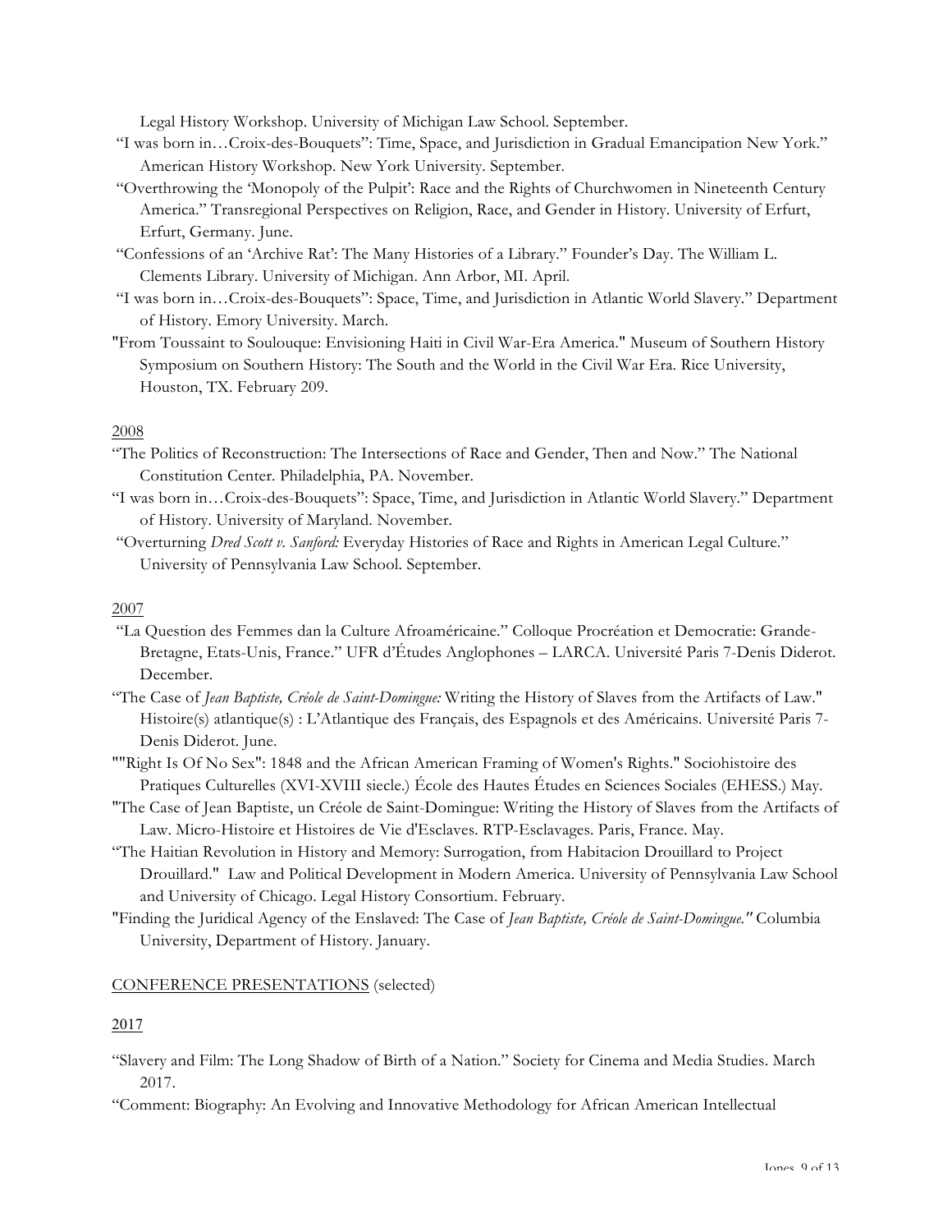Legal History Workshop. University of Michigan Law School. September.

"I was born in…Croix-des-Bouquets": Time, Space, and Jurisdiction in Gradual Emancipation New York." American History Workshop. New York University. September.

"Overthrowing the 'Monopoly of the Pulpit': Race and the Rights of Churchwomen in Nineteenth Century America." Transregional Perspectives on Religion, Race, and Gender in History. University of Erfurt, Erfurt, Germany. June.

"Confessions of an 'Archive Rat': The Many Histories of a Library." Founder's Day. The William L. Clements Library. University of Michigan. Ann Arbor, MI. April.

"I was born in…Croix-des-Bouquets": Space, Time, and Jurisdiction in Atlantic World Slavery." Department of History. Emory University. March.

"From Toussaint to Soulouque: Envisioning Haiti in Civil War-Era America." Museum of Southern History Symposium on Southern History: The South and the World in the Civil War Era. Rice University, Houston, TX. February 209.

2008

"The Politics of Reconstruction: The Intersections of Race and Gender, Then and Now." The National Constitution Center. Philadelphia, PA. November.

"I was born in…Croix-des-Bouquets": Space, Time, and Jurisdiction in Atlantic World Slavery." Department of History. University of Maryland. November.

"Overturning *Dred Scott v. Sanford:* Everyday Histories of Race and Rights in American Legal Culture." University of Pennsylvania Law School. September.

2007

"La Question des Femmes dan la Culture Afroaméricaine." Colloque Procréation et Democratie: Grande-Bretagne, Etats-Unis, France." UFR d'Études Anglophones – LARCA. Université Paris 7-Denis Diderot. December.

"The Case of *Jean Baptiste, Créole de Saint-Domingue:* Writing the History of Slaves from the Artifacts of Law." Histoire(s) atlantique(s) : L'Atlantique des Français, des Espagnols et des Américains. Université Paris 7-Denis Diderot. June.

""Right Is Of No Sex": 1848 and the African American Framing of Women's Rights." Sociohistoire des Pratiques Culturelles (XVI-XVIII siecle.) École des Hautes Études en Sciences Sociales (EHESS.) May.

"The Case of Jean Baptiste, un Créole de Saint-Domingue: Writing the History of Slaves from the Artifacts of Law. Micro-Histoire et Histoires de Vie d'Esclaves. RTP-Esclavages. Paris, France. May.

"The Haitian Revolution in History and Memory: Surrogation, from Habitacion Drouillard to Project Drouillard." Law and Political Development in Modern America. University of Pennsylvania Law School and University of Chicago. Legal History Consortium. February.

"Finding the Juridical Agency of the Enslaved: The Case of *Jean Baptiste, Créole de Saint-Domingue."* Columbia University, Department of History. January.

CONFERENCE PRESENTATIONS (selected)

2017

"Slavery and Film: The Long Shadow of Birth of a Nation." Society for Cinema and Media Studies. March 2017.

"Comment: Biography: An Evolving and Innovative Methodology for African American Intellectual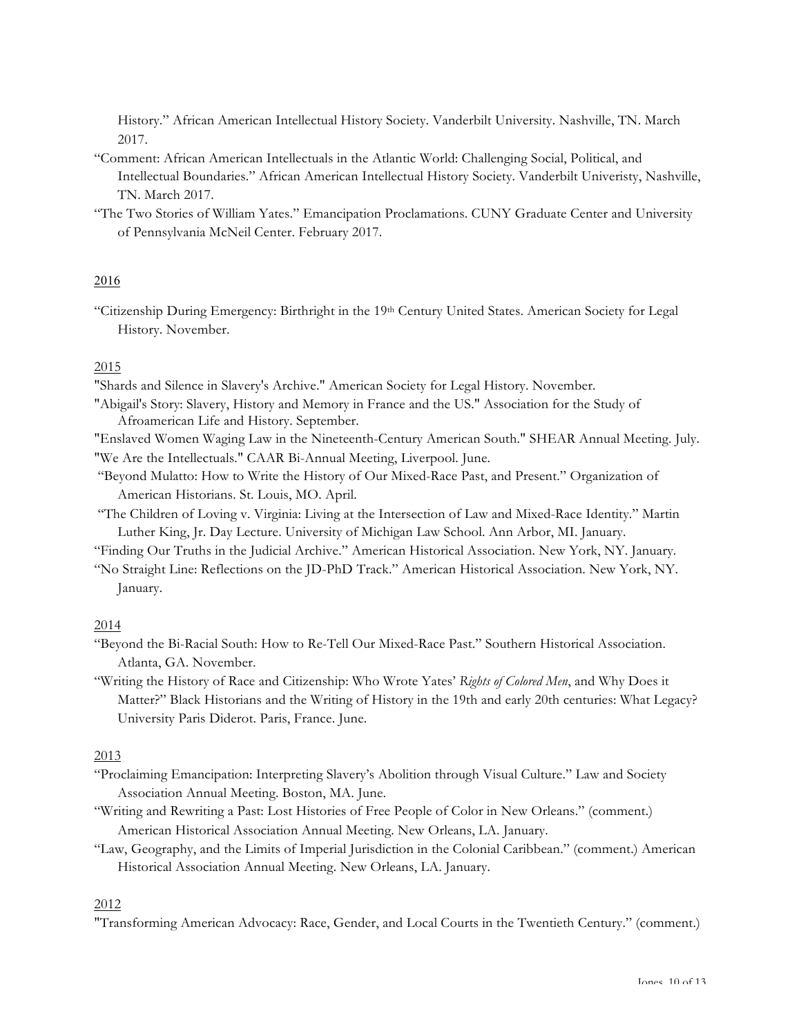History." African American Intellectual History Society. Vanderbilt University. Nashville, TN. March 2017.

"Comment: African American Intellectuals in the Atlantic World: Challenging Social, Political, and Intellectual Boundaries." African American Intellectual History Society. Vanderbilt Univeristy, Nashville, TN. March 2017.

"The Two Stories of William Yates." Emancipation Proclamations. CUNY Graduate Center and University of Pennsylvania McNeil Center. February 2017.

2016

"Citizenship During Emergency: Birthright in the 19th Century United States. American Society for Legal History. November.

2015

"Shards and Silence in Slavery's Archive." American Society for Legal History. November.

"Abigail's Story: Slavery, History and Memory in France and the US." Association for the Study of Afroamerican Life and History. September.

"Enslaved Women Waging Law in the Nineteenth-Century American South." SHEAR Annual Meeting. July.

"We Are the Intellectuals." CAAR Bi-Annual Meeting, Liverpool. June.

"Beyond Mulatto: How to Write the History of Our Mixed-Race Past, and Present." Organization of American Historians. St. Louis, MO. April.

"The Children of Loving v. Virginia: Living at the Intersection of Law and Mixed-Race Identity." Martin Luther King, Jr. Day Lecture. University of Michigan Law School. Ann Arbor, MI. January.

"Finding Our Truths in the Judicial Archive." American Historical Association. New York, NY. January.

"No Straight Line: Reflections on the JD-PhD Track." American Historical Association. New York, NY. January.

2014

"Beyond the Bi-Racial South: How to Re-Tell Our Mixed-Race Past." Southern Historical Association. Atlanta, GA. November.

"Writing the History of Race and Citizenship: Who Wrote Yates' *Rights of Colored Men*, and Why Does it Matter?" Black Historians and the Writing of History in the 19th and early 20th centuries: What Legacy? University Paris Diderot. Paris, France. June.

2013

"Proclaiming Emancipation: Interpreting Slavery's Abolition through Visual Culture." Law and Society Association Annual Meeting. Boston, MA. June.

"Writing and Rewriting a Past: Lost Histories of Free People of Color in New Orleans." (comment.) American Historical Association Annual Meeting. New Orleans, LA. January.

"Law, Geography, and the Limits of Imperial Jurisdiction in the Colonial Caribbean." (comment.) American Historical Association Annual Meeting. New Orleans, LA. January.

2012

"Transforming American Advocacy: Race, Gender, and Local Courts in the Twentieth Century." (comment.)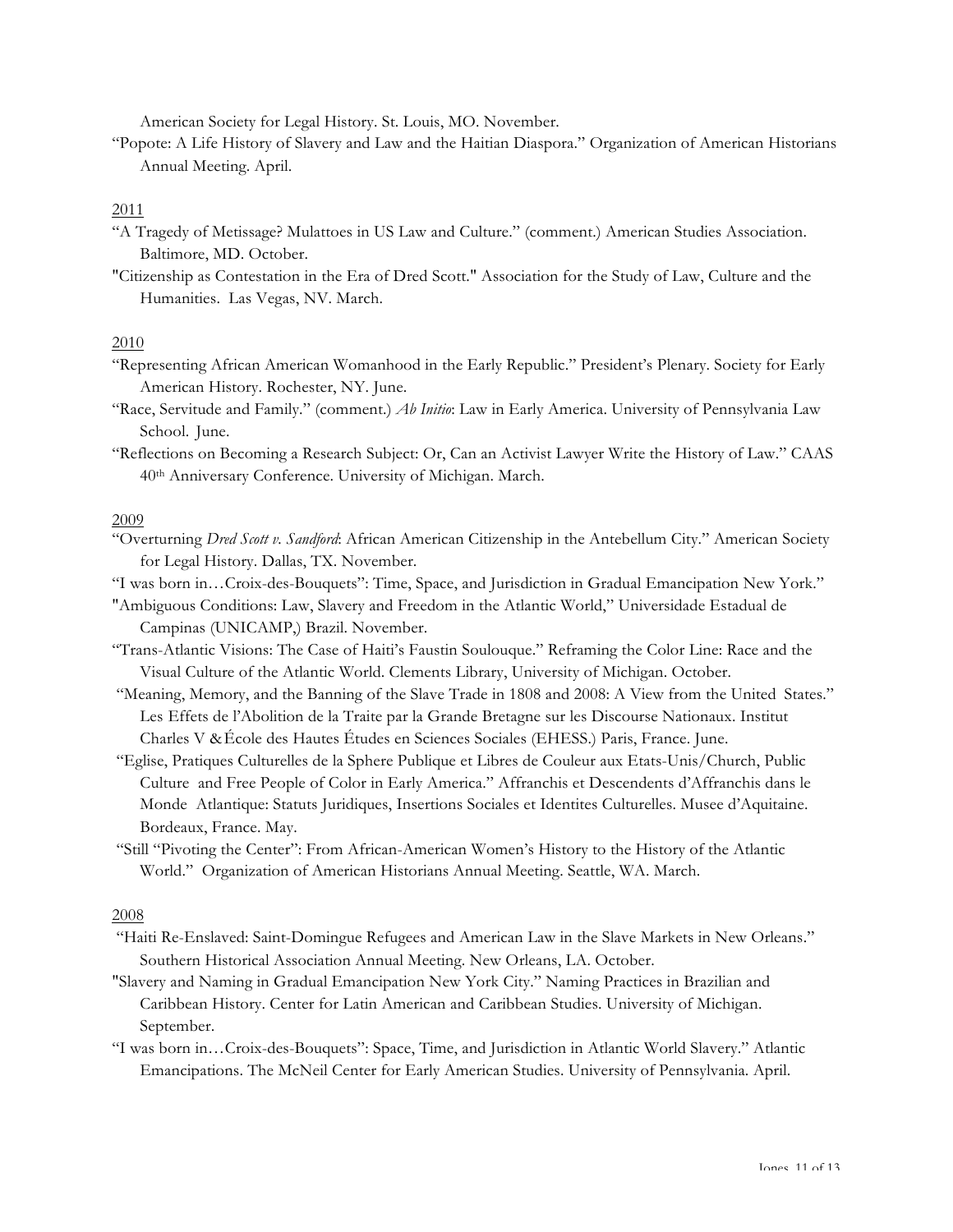American Society for Legal History. St. Louis, MO. November.

"Popote: A Life History of Slavery and Law and the Haitian Diaspora." Organization of American Historians Annual Meeting. April.

2011

"A Tragedy of Metissage? Mulattoes in US Law and Culture." (comment.) American Studies Association. Baltimore, MD. October.

"Citizenship as Contestation in the Era of Dred Scott." Association for the Study of Law, Culture and the Humanities. Las Vegas, NV. March.

2010

"Representing African American Womanhood in the Early Republic." President's Plenary. Society for Early American History. Rochester, NY. June.

"Race, Servitude and Family." (comment.) *Ab Initio*: Law in Early America. University of Pennsylvania Law School. June.

"Reflections on Becoming a Research Subject: Or, Can an Activist Lawyer Write the History of Law." CAAS 40th Anniversary Conference. University of Michigan. March.

2009

"Overturning *Dred Scott v. Sandford*: African American Citizenship in the Antebellum City." American Society for Legal History. Dallas, TX. November.

"I was born in…Croix-des-Bouquets": Time, Space, and Jurisdiction in Gradual Emancipation New York."
"Ambiguous Conditions: Law, Slavery and Freedom in the Atlantic World," Universidade Estadual de Campinas (UNICAMP,) Brazil. November.

"Trans-Atlantic Visions: The Case of Haiti's Faustin Soulouque." Reframing the Color Line: Race and the Visual Culture of the Atlantic World. Clements Library, University of Michigan. October.

"Meaning, Memory, and the Banning of the Slave Trade in 1808 and 2008: A View from the United States." Les Effets de l'Abolition de la Traite par la Grande Bretagne sur les Discourse Nationaux. Institut Charles V & École des Hautes Études en Sciences Sociales (EHESS.) Paris, France. June.

"Eglise, Pratiques Culturelles de la Sphere Publique et Libres de Couleur aux Etats-Unis/Church, Public Culture and Free People of Color in Early America." Affranchis et Descendents d'Affranchis dans le Monde Atlantique: Statuts Juridiques, Insertions Sociales et Identites Culturelles. Musee d'Aquitaine. Bordeaux, France. May.

"Still "Pivoting the Center": From African-American Women's History to the History of the Atlantic World." Organization of American Historians Annual Meeting. Seattle, WA. March.

2008

"Haiti Re-Enslaved: Saint-Domingue Refugees and American Law in the Slave Markets in New Orleans." Southern Historical Association Annual Meeting. New Orleans, LA. October.

"Slavery and Naming in Gradual Emancipation New York City." Naming Practices in Brazilian and Caribbean History. Center for Latin American and Caribbean Studies. University of Michigan. September.

"I was born in…Croix-des-Bouquets": Space, Time, and Jurisdiction in Atlantic World Slavery." Atlantic Emancipations. The McNeil Center for Early American Studies. University of Pennsylvania. April.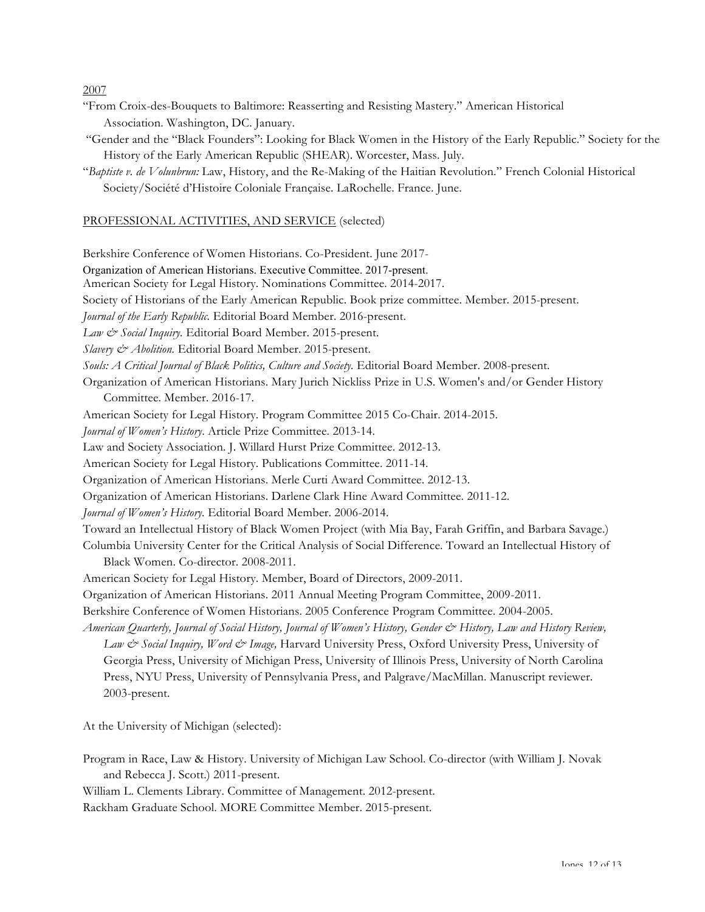2007

"From Croix-des-Bouquets to Baltimore: Reasserting and Resisting Mastery." American Historical Association. Washington, DC. January.

"Gender and the "Black Founders": Looking for Black Women in the History of the Early Republic." Society for the History of the Early American Republic (SHEAR). Worcester, Mass. July.

"*Baptiste v. de Volunbrun:* Law, History, and the Re-Making of the Haitian Revolution." French Colonial Historical Society/Société d'Histoire Coloniale Française. LaRochelle. France. June.

PROFESSIONAL ACTIVITIES, AND SERVICE (selected)

Berkshire Conference of Women Historians. Co-President. June 2017-

Organization of American Historians. Executive Committee. 2017-present.

American Society for Legal History. Nominations Committee. 2014-2017.

Society of Historians of the Early American Republic. Book prize committee. Member. 2015-present.

*Journal of the Early Republic.* Editorial Board Member. 2016-present.

*Law & Social Inquiry.* Editorial Board Member. 2015-present.

*Slavery & Abolition.* Editorial Board Member. 2015-present.

*Souls: A Critical Journal of Black Politics, Culture and Society.* Editorial Board Member. 2008-present.

Organization of American Historians. Mary Jurich Nickliss Prize in U.S. Women's and/or Gender History Committee. Member. 2016-17.

American Society for Legal History. Program Committee 2015 Co-Chair. 2014-2015.

*Journal of Women's History.* Article Prize Committee. 2013-14.

Law and Society Association. J. Willard Hurst Prize Committee. 2012-13.

American Society for Legal History. Publications Committee. 2011-14.

Organization of American Historians. Merle Curti Award Committee. 2012-13.

Organization of American Historians. Darlene Clark Hine Award Committee. 2011-12.

*Journal of Women's History.* Editorial Board Member. 2006-2014.

Toward an Intellectual History of Black Women Project (with Mia Bay, Farah Griffin, and Barbara Savage.)

Columbia University Center for the Critical Analysis of Social Difference. Toward an Intellectual History of Black Women. Co-director. 2008-2011.

American Society for Legal History. Member, Board of Directors, 2009-2011.

Organization of American Historians. 2011 Annual Meeting Program Committee, 2009-2011.

Berkshire Conference of Women Historians. 2005 Conference Program Committee. 2004-2005.

*American Quarterly, Journal of Social History, Journal of Women's History, Gender & History, Law and History Review, Law & Social Inquiry, Word & Image,* Harvard University Press, Oxford University Press, University of Georgia Press, University of Michigan Press, University of Illinois Press, University of North Carolina Press, NYU Press, University of Pennsylvania Press, and Palgrave/MacMillan. Manuscript reviewer. 2003-present.

At the University of Michigan (selected):

Program in Race, Law & History. University of Michigan Law School. Co-director (with William J. Novak and Rebecca J. Scott.) 2011-present.

William L. Clements Library. Committee of Management. 2012-present.

Rackham Graduate School. MORE Committee Member. 2015-present.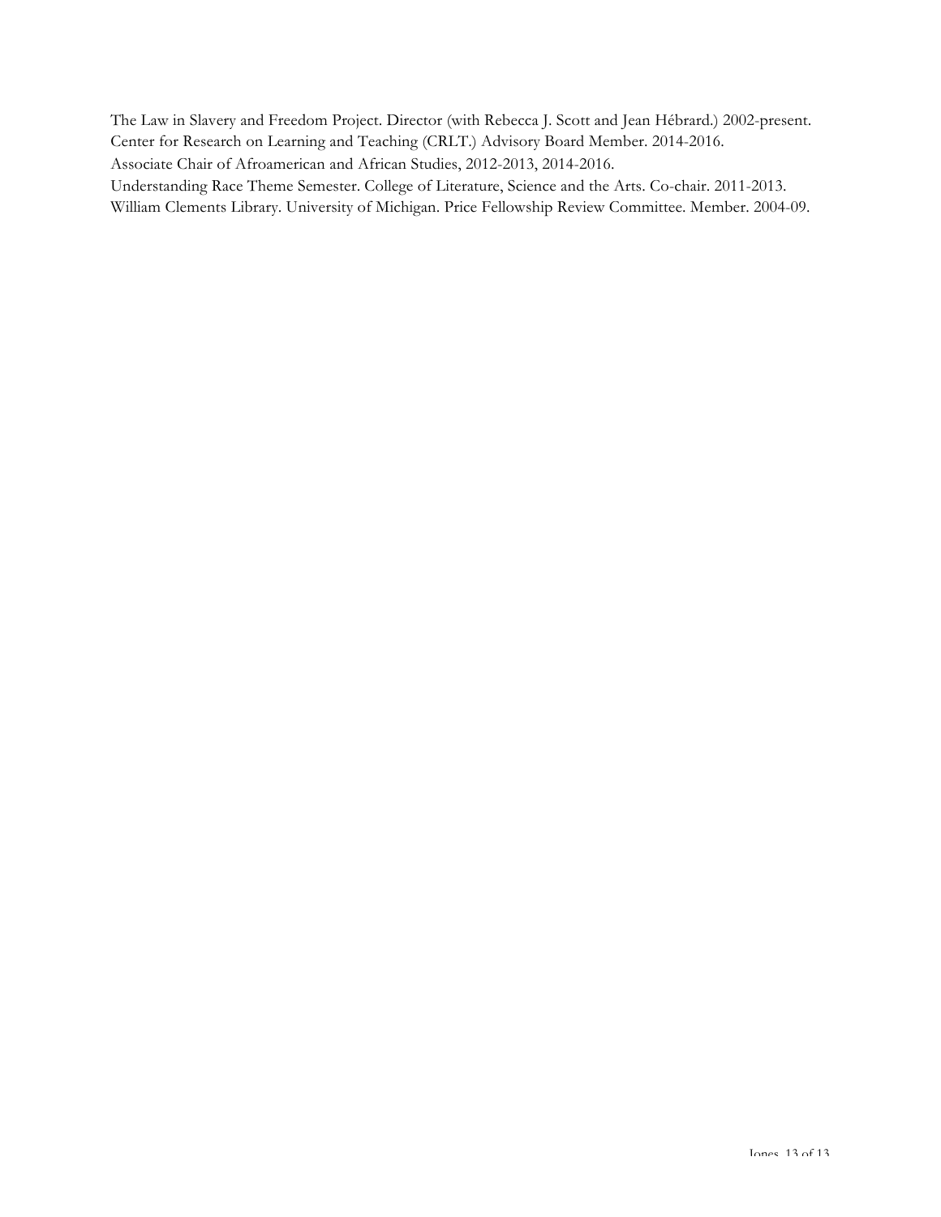The Law in Slavery and Freedom Project. Director (with Rebecca J. Scott and Jean Hébrard.) 2002-present.
Center for Research on Learning and Teaching (CRLT.) Advisory Board Member. 2014-2016.
Associate Chair of Afroamerican and African Studies, 2012-2013, 2014-2016.
Understanding Race Theme Semester. College of Literature, Science and the Arts. Co-chair. 2011-2013.
William Clements Library. University of Michigan. Price Fellowship Review Committee. Member. 2004-09.